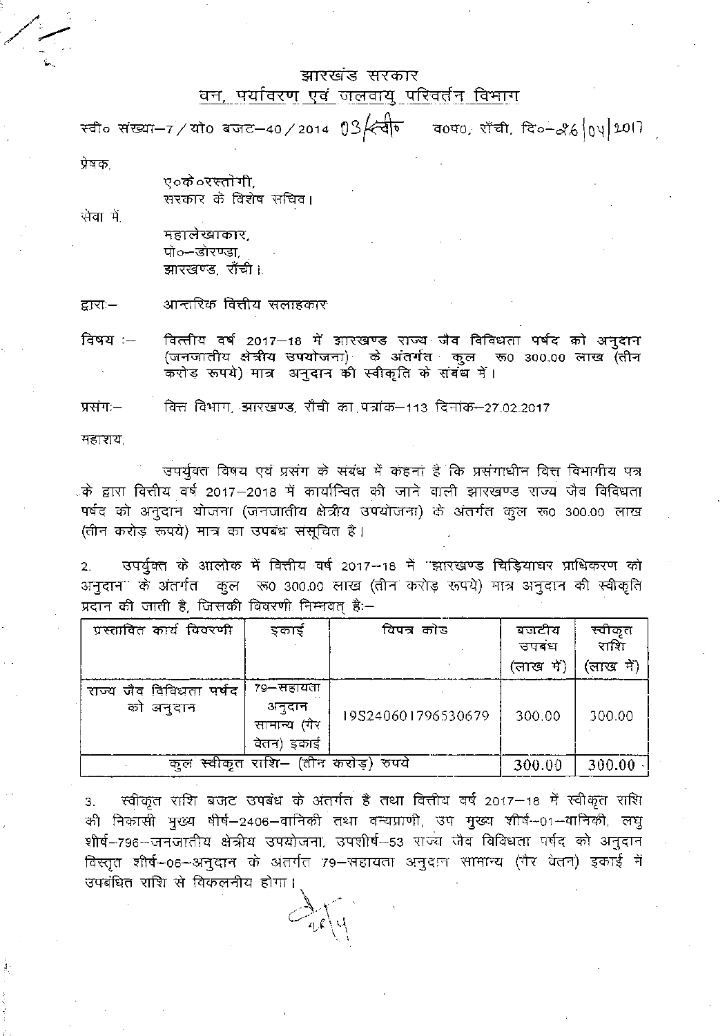# झारखंड सरकार

## वन, पर्यावरण एवं जलवायु परिवर्तन विभाग

स्वी० संख्या–7 / यो० बजट–40 / 2014 03/स्वी० व०प०, राँची, दि०–26|04|2017

प्रेषक,

ए०के०रस्तोगी,
सरकार के विशेष सचिव।

सेवा में,

महालेखाकार,
पो०–डोरण्डा,
झारखण्ड, राँची।

द्वारा:– आन्तरिक वित्तीय सलाहकार

विषय :– वित्तीय वर्ष 2017–18 में झारखण्ड राज्य जैव विविधता पर्षद को अनुदान (जनजातीय क्षेत्रीय उपयोजना) के अंतर्गत कुल रू0 300.00 लाख (तीन करोड़ रुपये) मात्र अनुदान की स्वीकृति के संबंध में।

प्रसंग:– वित्त विभाग, झारखण्ड, राँची का पत्रांक–113 दिनांक–27.02.2017

महाशय,

उपर्युक्त विषय एवं प्रसंग के संबंध में कहना है कि प्रसंगाधीन वित्त विभागीय पत्र के द्वारा वित्तीय वर्ष 2017–2018 में कार्यान्वित की जाने वाली झारखण्ड राज्य जैव विविधता पर्षद को अनुदान योजना (जनजातीय क्षेत्रीय उपयोजना) के अंतर्गत कुल रू0 300.00 लाख (तीन करोड़ रूपये) मात्र का उपबंध संसूचित है।

2. उपर्युक्त के आलोक में वित्तीय वर्ष 2017–18 में "झारखण्ड चिड़ियाघर प्राधिकरण को अनुदान" के अंतर्गत कुल रू0 300.00 लाख (तीन करोड़ रूपये) मात्र अनुदान की स्वीकृति प्रदान की जाती है, जिसकी विवरणी निम्नवत् है:–

| प्रस्तावित कार्य विवरणी | इकाई | विपत्र कोड | बजटीय उपबंध (लाख में) | स्वीकृत राशि (लाख में) |
|---|---|---|---|---|
| राज्य जैव विविधता पर्षद को अनुदान | 79–सहायता अनुदान सामान्य (गैर वेतन) इकाई | 19S240601796530679 | 300.00 | 300.00 |
| कुल स्वीकृत राशि– (तीन करोड़) रुपये | | | 300.00 | 300.00 |

3. स्वीकृत राशि बजट उपबंध के अंतर्गत है तथा वित्तीय वर्ष 2017–18 में स्वीकृत राशि की निकासी मुख्य शीर्ष–2406–वानिकी तथा वन्यप्राणी, उप मुख्य शीर्ष–01–वानिकी, लघु शीर्ष–796–जनजातीय क्षेत्रीय उपयोजना, उपशीर्ष–53 राज्य जैव विविधता पर्षद को अनुदान विस्तृत शीर्ष–06–अनुदान के अंतर्गत 79–सहायता अनुदान सामान्य (गैर वेतन) इकाई में उपबंधित राशि से विकलनीय होगा।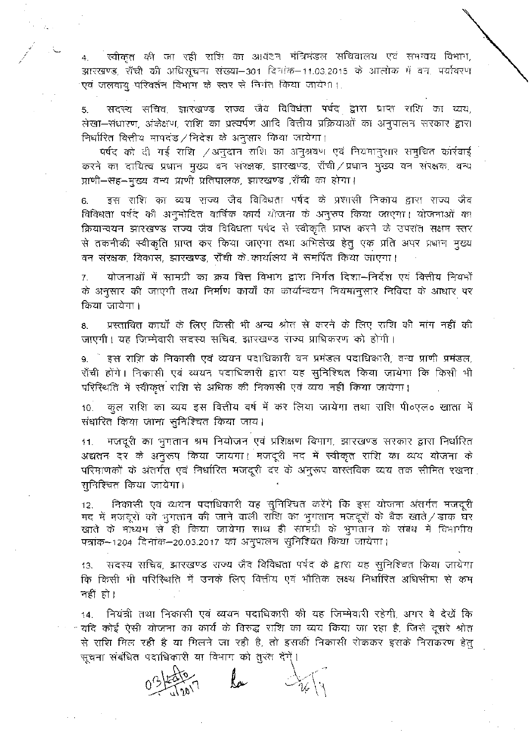4. स्वीकृत की जा रही राशि का आवंटन मंत्रिमंडल सचिवालय एवं समन्वय विभाग, झारखण्ड, राँची की अधिसूचना संख्या–301 दिनांक–11.03.2015 के आलोक में वन, पर्यावरण एवं जलवायु परिवर्तन विभाग के स्तर से निर्गत किया जायेगा।

5. सदस्य सचिव, झारखण्ड राज्य जैव विविधता पर्षद द्वारा प्राप्त राशि का व्यय, लेखा–संधारण, अंकेक्षण, राशि का प्रत्यर्पण आदि वित्तीय प्रक्रियाओं का अनुपालन सरकार द्वारा निर्धारित वित्तीय मापदंड / निदेश के अनुसार किया जायेगा।

पर्षद को दी गई राशि / अनुदान राशि का अनुश्रवण एवं नियमानुसार समुचित कार्रवाई करने का दायित्व प्रधान मुख्य वन संरक्षक, झारखण्ड, राँची / प्रधान मुख्य वन संरक्षक, वन्य प्राणी–सह–मुख्य वन्य प्राणी प्रतिपालक, झारखण्ड, राँची का होगा।

6. इस राशि का व्यय राज्य जैव विविधता पर्षद के प्रशासी निकाय द्वारा राज्य जैव विविधता पर्षद की अनुमोदित वार्षिक कार्य योजना के अनुरुप किया जाएगा। योजनाओं का क्रियान्वयन झारखण्ड राज्य जैव विविधता पर्षद से स्वीकृति प्राप्त करने के उपरांत सक्षम स्तर से तकनीकी स्वीकृति प्राप्त कर किया जाएगा तथा अभिलेख हेतु एक प्रति अपर प्रधान मुख्य वन संरक्षक, विकास, झारखण्ड, राँची के कार्यालय में समर्पित किया जाएगा।

7. योजनाओं में सामग्री का क्रय वित्त विभाग द्वारा निर्गत दिशा–निर्देश एवं वित्तीय नियमों के अनुसार की जाएगी तथा निर्माण कार्यों का कार्यान्वयन नियमानुसार निविदा के आधार पर किया जायेगा।

8. प्रस्तावित कार्यों के लिए किसी भी अन्य श्रोत से करने के लिए राशि की मांग नहीं की जाएगी। यह जिम्मेवारी सदस्य सचिव, झारखण्ड राज्य प्राधिकरण को होगी।

9. इस राशि के निकासी एवं व्ययन पदाधिकारी वन प्रमंडल पदाधिकारी, वन्य प्राणी प्रमंडल, राँची होंगे। निकासी एवं व्ययन पदाधिकारी द्वारा यह सुनिश्चित किया जायेगा कि किसी भी परिस्थिति में स्वीकृत राशि से अधिक की निकासी एवं व्यय नहीं किया जायेगा।

10. कुल राशि का व्यय इस वित्तीय वर्ष में कर लिया जायेगा तथा राशि पी०एल० खाता में संधारित किया जाना सुनिश्चित किया जाय।

11. मजदूरी का भुगतान श्रम नियोजन एवं प्रशिक्षण विभाग, झारखण्ड सरकार द्वारा निर्धारित अद्यतन दर के अनुरुप किया जायगा। मजदूरी मद में स्वीकृत राशि का व्यय योजना के परिमाणकों के अंतर्गत एवं निर्धारित मजदूरी दर के अनुरूप वास्तविक व्यय तक सीमित रखना सुनिश्चित किया जायेगा।

12. निकासी एवं व्ययन पदाधिकारी यह सुनिश्चित करेंगे कि इस योजना अंतर्गत मजदूरी मद में मजदूरों को भुगतान की जाने वाली राशि का भुगतान मजदूरों के बैंक खाते / डाक घर खाते के माध्यम से ही किया जायेगा साथ ही सामग्री के भुगतान के संबंध में विभागीय पत्रांक–1204 दिनांक–20.03.2017 का अनुपालन सुनिश्चित किया जायेगा।

13. सदस्य सचिव, झारखण्ड राज्य जैव विविधता पर्षद के द्वारा यह सुनिश्चित किया जायेगा कि किसी भी परिस्थिति में उनके लिए वित्तीय एवं भौतिक लक्ष्य निर्धारित अधिसीमा से कम नहीं हो।

14. नियंत्री तथा निकासी एवं व्ययन पदाधिकारी की यह जिम्मेवारी रहेगी, अगर वे देखें कि यदि कोई ऐसी योजना का कार्य के विरुद्ध राशि का व्यय किया जा रहा है, जिसे दूसरे श्रोत से राशि मिल रही है या मिलने जा रही है, तो इसकी निकासी रोककर इसके निराकरण हेतु सूचना संबंधित पदाधिकारी या विभाग को तुरंत देंगे।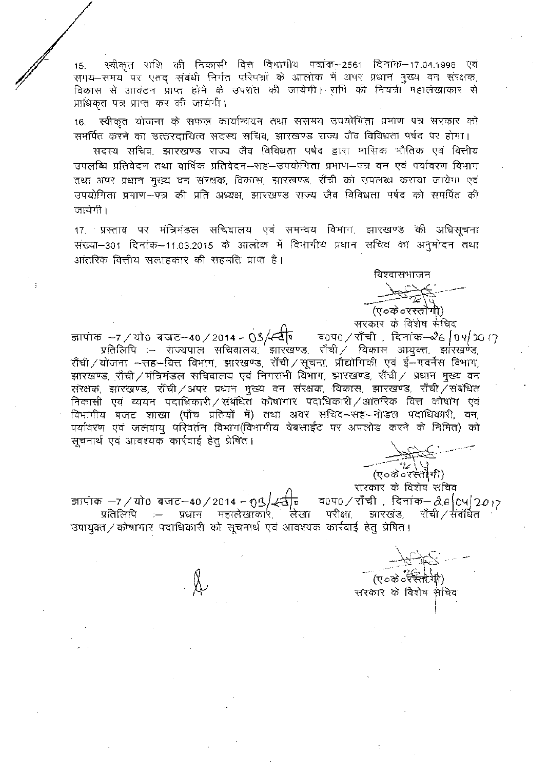15. स्वीकृत राशि की निकासी वित्त विभागीय पत्रांक–2561 दिनांक–17.04.1998 एवं समय–समय पर एतद् संबंधी निर्गत परिपत्रों के आलोक में अपर प्रधान मुख्य वन संरक्षक, विकास से आवंटन प्राप्त होने के उपरांत की जायेगी। राशि की निकासी महालेखाकार से प्राधिकृत पत्र प्राप्त कर की जायेगी।

16. स्वीकृत योजना के सफल कार्यान्वयन तथा ससमय उपयोगिता प्रमाण पत्र सरकार को समर्पित करने का उत्तरदायित्व सदस्य सचिव, झारखण्ड राज्य जैव विविधता पर्षद पर होगा।

सदस्य सचिव, झारखण्ड राज्य जैव विविधता पर्षद द्वारा मासिक भौतिक एवं वित्तीय उपलब्धि प्रतिवेदन तथा वार्षिक प्रतिवेदन–सह–उपयोगिता प्रमाण–पत्र वन एवं पर्यावरण विभाग तथा अपर प्रधान मुख्य वन संरक्षक, विकास, झारखण्ड, राँची को उपलब्ध कराया जायेगा एवं उपयोगिता प्रमाण–पत्र की प्रति अध्यक्ष, झारखण्ड राज्य जैव विविधता पर्षद को समर्पित की जायेगी।

17. प्रस्ताव पर मंत्रिमंडल सचिवालय एवं समन्वय विभाग, झारखण्ड की अधिसूचना संख्या–301 दिनांक–11.03.2015 के आलोक में विभागीय प्रधान सचिव का अनुमोदन तथा आंतरिक वित्तीय सलाहकार की सहमति प्राप्त है।

विश्वासभाजन

(ए०के०रस्तोगी)
सरकार के विशेष सचिव

ज्ञापांक –7 / यो0 बजट–40 / 2014 – 03/ ...वी० व0प0 / राँची, दिनांक–26/04/2017

प्रतिलिपि :– राज्यपाल सचिवालय, झारखण्ड, राँची / विकास आयुक्त, झारखण्ड, राँची / योजना –सह–वित्त विभाग, झारखण्ड, राँची / सूचना, प्रौद्योगिकी एवं ई–गवर्नेंस विभाग, झारखण्ड, राँची / मंत्रिमंडल सचिवालय एवं निगरानी विभाग, झारखण्ड, राँची / प्रधान मुख्य वन संरक्षक, झारखण्ड, राँची / अपर प्रधान मुख्य वन संरक्षक, विकास, झारखण्ड, राँची / संबंधित निकासी एवं व्ययन पदाधिकारी / संबंधित कोषागार पदाधिकारी / आंतरिक वित्त कोषांग एवं विभागीय बजट शाखा (पाँच प्रतियों में) तथा अवर सचिव–सह–नोडल पदाधिकारी, वन, पर्यावरण एवं जलवायु परिवर्तन विभाग(विभागीय वेबसाईट पर अपलोड करने के निमित्त) को सूचनार्थ एवं आवश्यक कार्रवाई हेतु प्रेषित।

(ए०के०रस्तोगी)
सरकार के विशेष सचिव

ज्ञापांक –7 / यो0 बजट–40 / 2014 – 03/ ...वी० व0प0 / राँची, दिनांक–26/04/2017

प्रतिलिपि :– प्रधान महालेखाकार, लेखा परीक्षा, झारखंड, राँची / संबंधित उपायुक्त / कोषागार पदाधिकारी को सूचनार्थ एवं आवश्यक कार्रवाई हेतु प्रेषित।

(ए०के०रस्तोगी)
सरकार के विशेष सचिव